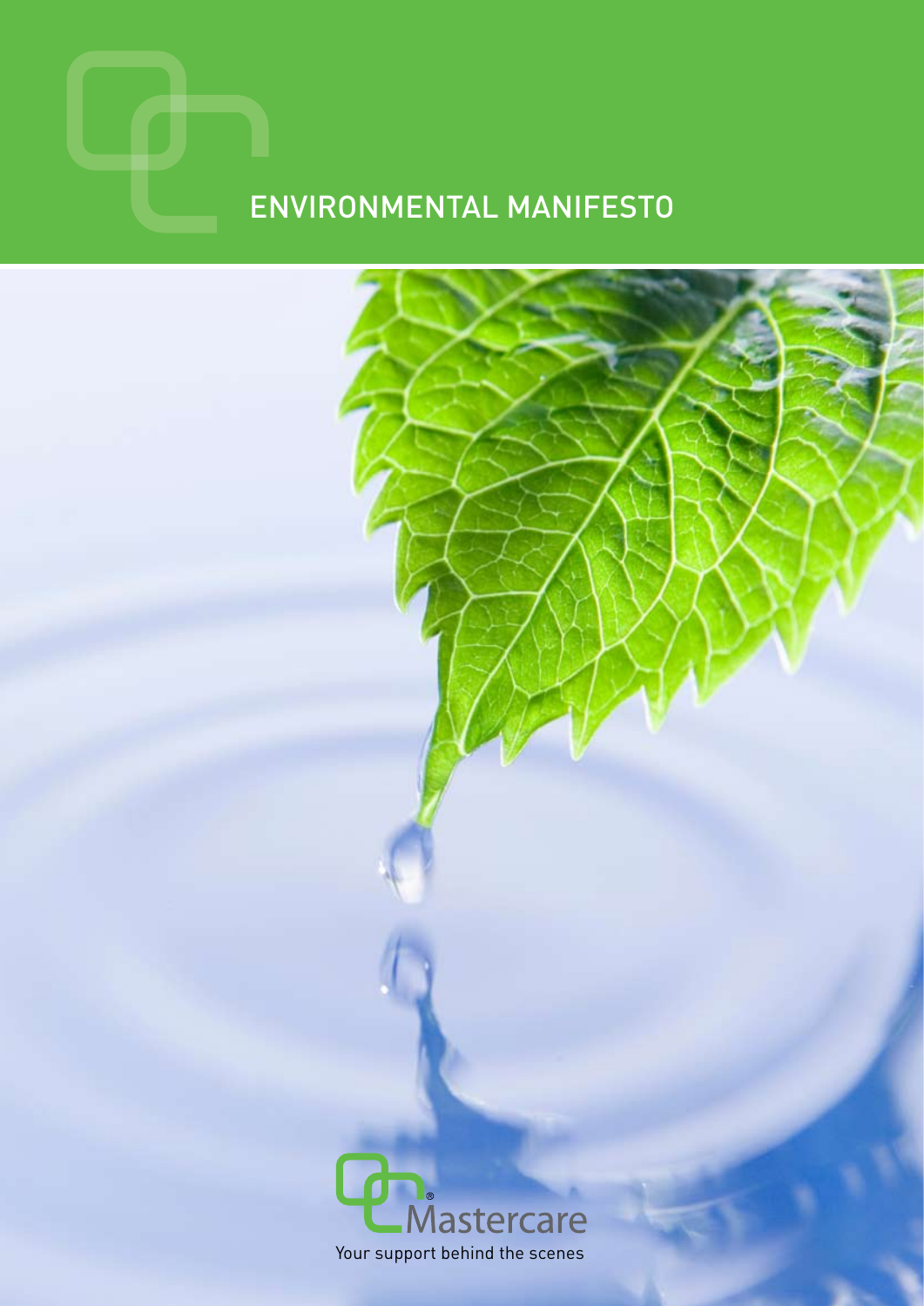# ENVIRONMENTAL MANIFESTO

Mastercare

Your support behind the scenes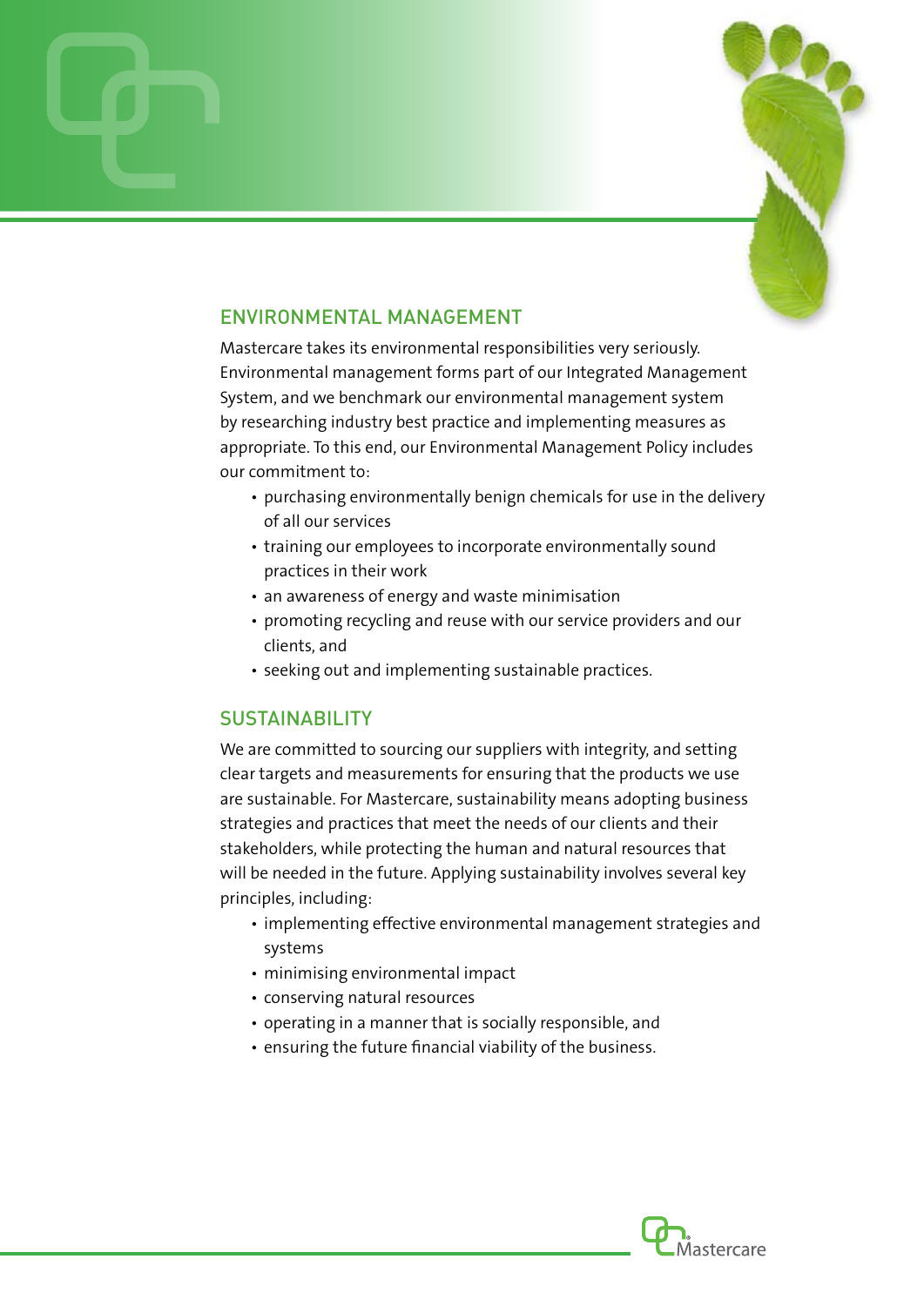## ENVIRONMENTAL MANAGEMENT

Mastercare takes its environmental responsibilities very seriously. Environmental management forms part of our Integrated Management System, and we benchmark our environmental management system by researching industry best practice and implementing measures as appropriate. To this end, our Environmental Management Policy includes our commitment to:

- purchasing environmentally benign chemicals for use in the delivery of all our services
- training our employees to incorporate environmentally sound practices in their work
- an awareness of energy and waste minimisation
- promoting recycling and reuse with our service providers and our clients, and
- seeking out and implementing sustainable practices.

## SUSTAINABILITY

We are committed to sourcing our suppliers with integrity, and setting clear targets and measurements for ensuring that the products we use are sustainable. For Mastercare, sustainability means adopting business strategies and practices that meet the needs of our clients and their stakeholders, while protecting the human and natural resources that will be needed in the future. Applying sustainability involves several key principles, including:

- implementing effective environmental management strategies and systems
- minimising environmental impact
- conserving natural resources
- operating in a manner that is socially responsible, and
- ensuring the future financial viability of the business.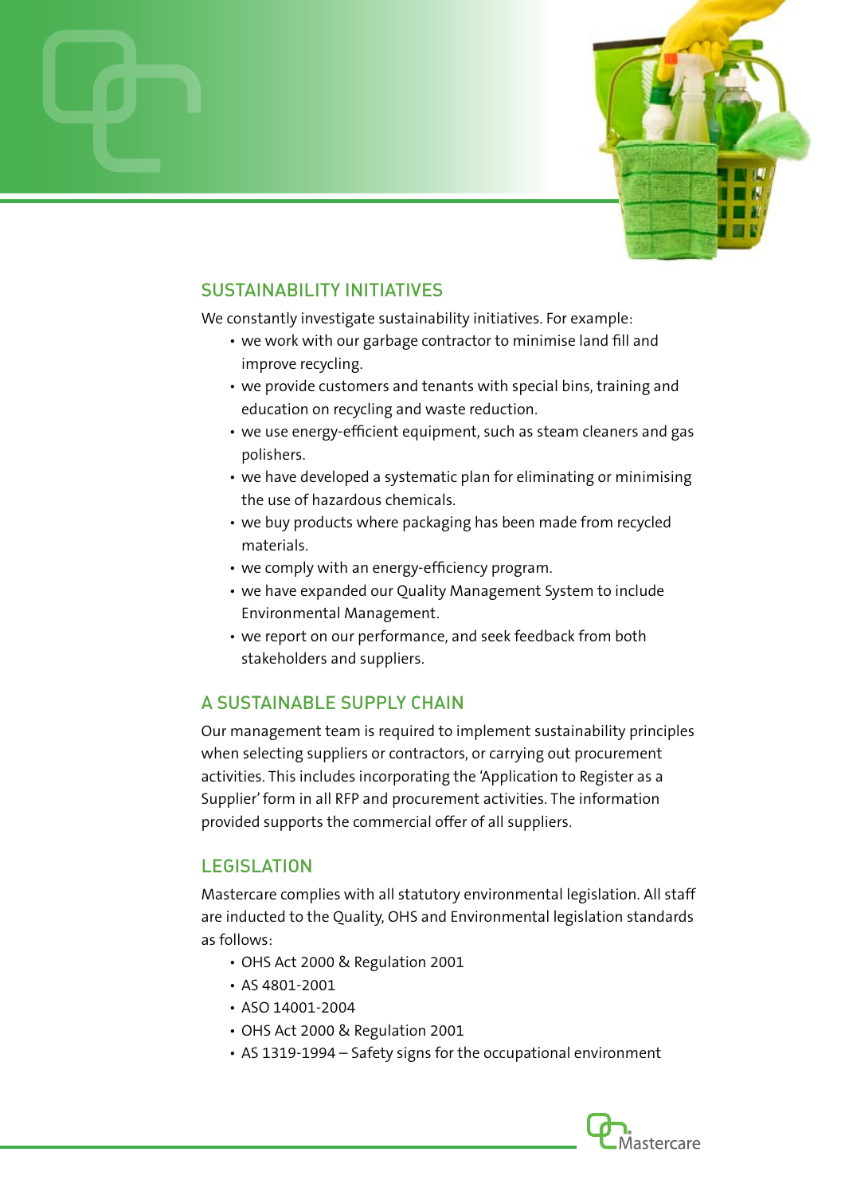## SUSTAINABILITY INITIATIVES

We constantly investigate sustainability initiatives. For example:

- we work with our garbage contractor to minimise land fill and improve recycling.
- we provide customers and tenants with special bins, training and education on recycling and waste reduction.
- we use energy-efficient equipment, such as steam cleaners and gas polishers.
- we have developed a systematic plan for eliminating or minimising the use of hazardous chemicals.
- we buy products where packaging has been made from recycled materials.
- we comply with an energy-efficiency program.
- we have expanded our Quality Management System to include Environmental Management.
- we report on our performance, and seek feedback from both stakeholders and suppliers.

## A SUSTAINABLE SUPPLY CHAIN

Our management team is required to implement sustainability principles when selecting suppliers or contractors, or carrying out procurement activities. This includes incorporating the 'Application to Register as a Supplier' form in all RFP and procurement activities. The information provided supports the commercial offer of all suppliers.

## LEGISLATION

Mastercare complies with all statutory environmental legislation. All staff are inducted to the Quality, OHS and Environmental legislation standards as follows:

- OHS Act 2000 & Regulation 2001
- AS 4801-2001
- ASO 14001-2004
- OHS Act 2000 & Regulation 2001
- AS 1319-1994 – Safety signs for the occupational environment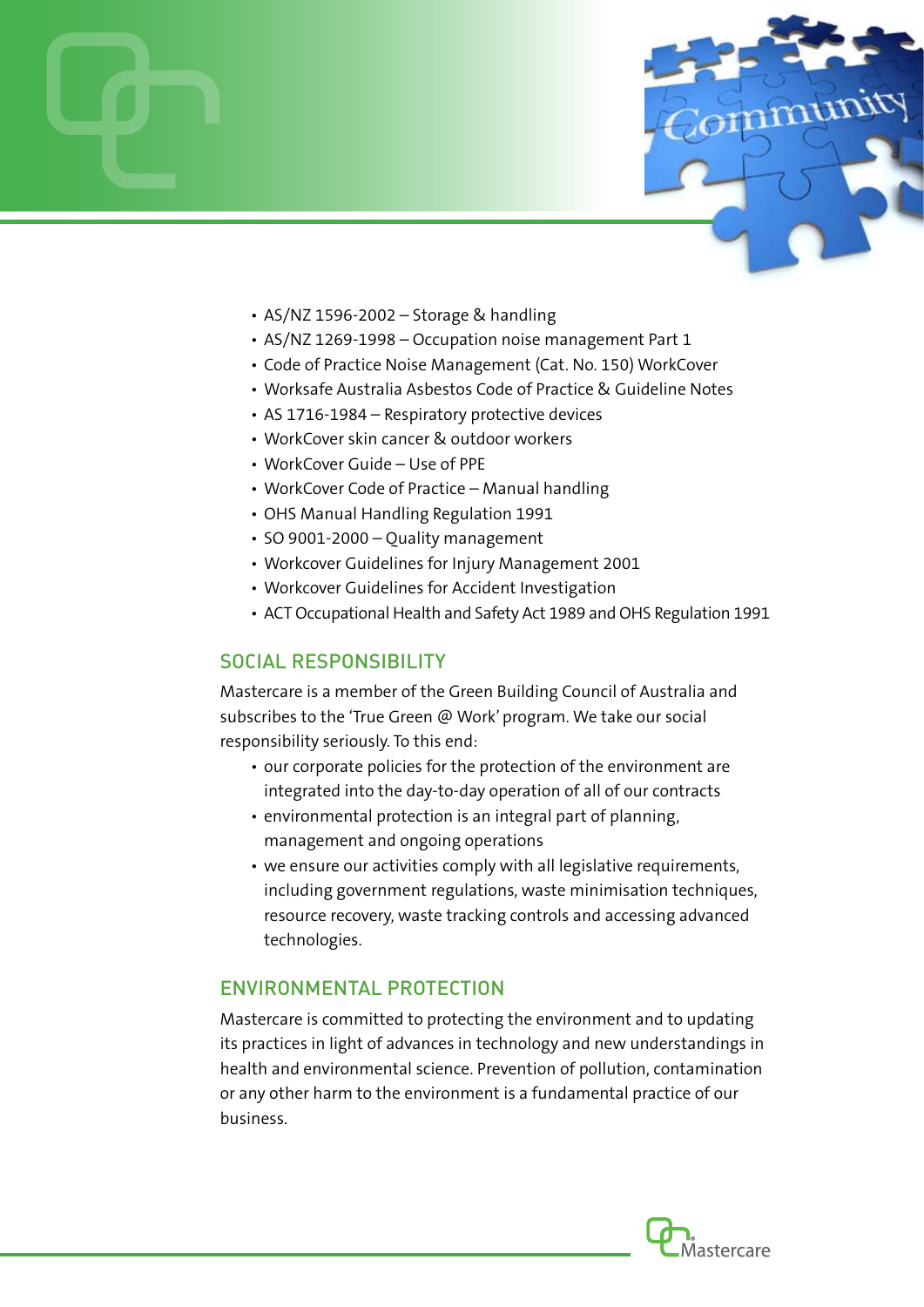- AS/NZ 1596-2002 – Storage & handling
- AS/NZ 1269-1998 – Occupation noise management Part 1
- Code of Practice Noise Management (Cat. No. 150) WorkCover
- Worksafe Australia Asbestos Code of Practice & Guideline Notes
- AS 1716-1984 – Respiratory protective devices
- WorkCover skin cancer & outdoor workers
- WorkCover Guide – Use of PPE
- WorkCover Code of Practice – Manual handling
- OHS Manual Handling Regulation 1991
- SO 9001-2000 – Quality management
- Workcover Guidelines for Injury Management 2001
- Workcover Guidelines for Accident Investigation
- ACT Occupational Health and Safety Act 1989 and OHS Regulation 1991

## SOCIAL RESPONSIBILITY

Mastercare is a member of the Green Building Council of Australia and subscribes to the 'True Green @ Work' program. We take our social responsibility seriously. To this end:

- our corporate policies for the protection of the environment are integrated into the day-to-day operation of all of our contracts
- environmental protection is an integral part of planning, management and ongoing operations
- we ensure our activities comply with all legislative requirements, including government regulations, waste minimisation techniques, resource recovery, waste tracking controls and accessing advanced technologies.

## ENVIRONMENTAL PROTECTION

Mastercare is committed to protecting the environment and to updating its practices in light of advances in technology and new understandings in health and environmental science. Prevention of pollution, contamination or any other harm to the environment is a fundamental practice of our business.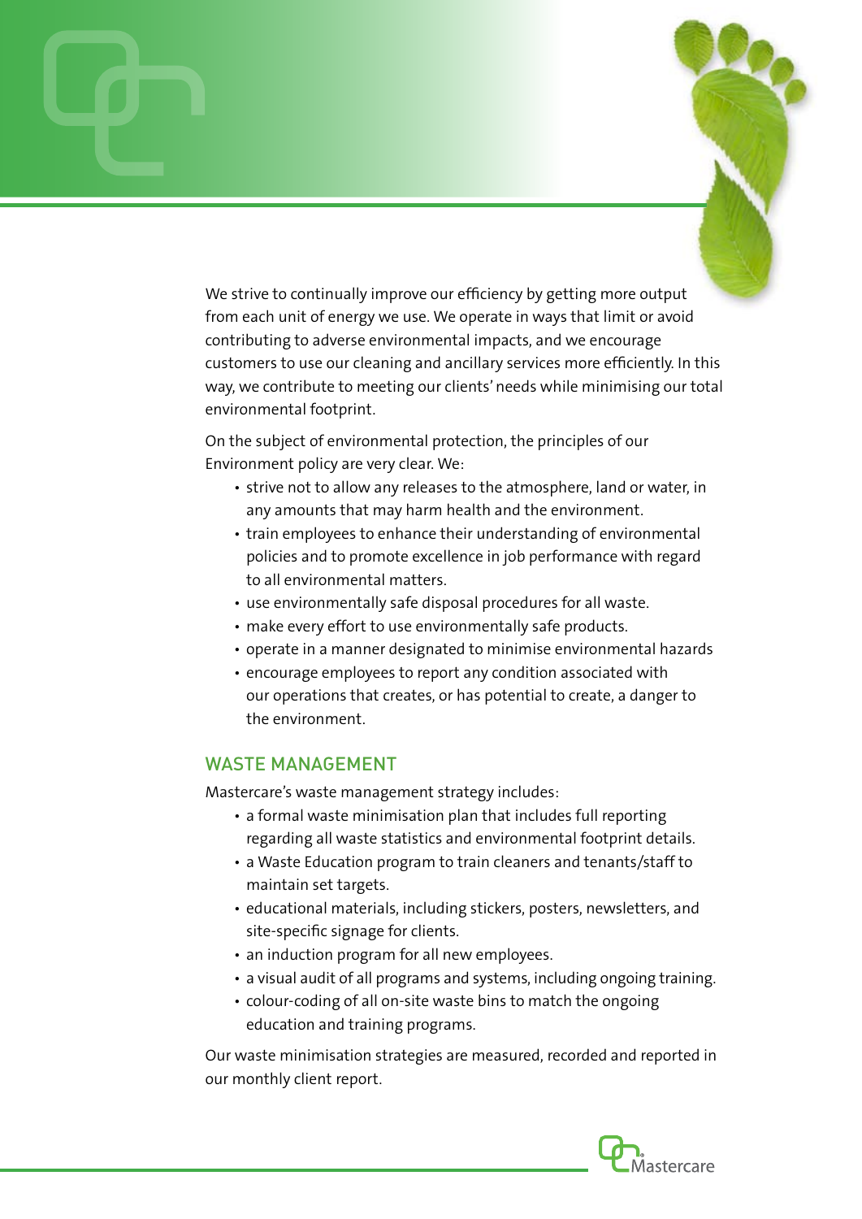We strive to continually improve our efficiency by getting more output from each unit of energy we use. We operate in ways that limit or avoid contributing to adverse environmental impacts, and we encourage customers to use our cleaning and ancillary services more efficiently. In this way, we contribute to meeting our clients' needs while minimising our total environmental footprint.

On the subject of environmental protection, the principles of our Environment policy are very clear. We:

- strive not to allow any releases to the atmosphere, land or water, in any amounts that may harm health and the environment.
- train employees to enhance their understanding of environmental policies and to promote excellence in job performance with regard to all environmental matters.
- use environmentally safe disposal procedures for all waste.
- make every effort to use environmentally safe products.
- operate in a manner designated to minimise environmental hazards
- encourage employees to report any condition associated with our operations that creates, or has potential to create, a danger to the environment.

## WASTE MANAGEMENT

Mastercare's waste management strategy includes:

- a formal waste minimisation plan that includes full reporting regarding all waste statistics and environmental footprint details.
- a Waste Education program to train cleaners and tenants/staff to maintain set targets.
- educational materials, including stickers, posters, newsletters, and site-specific signage for clients.
- an induction program for all new employees.
- a visual audit of all programs and systems, including ongoing training.
- colour-coding of all on-site waste bins to match the ongoing education and training programs.

Our waste minimisation strategies are measured, recorded and reported in our monthly client report.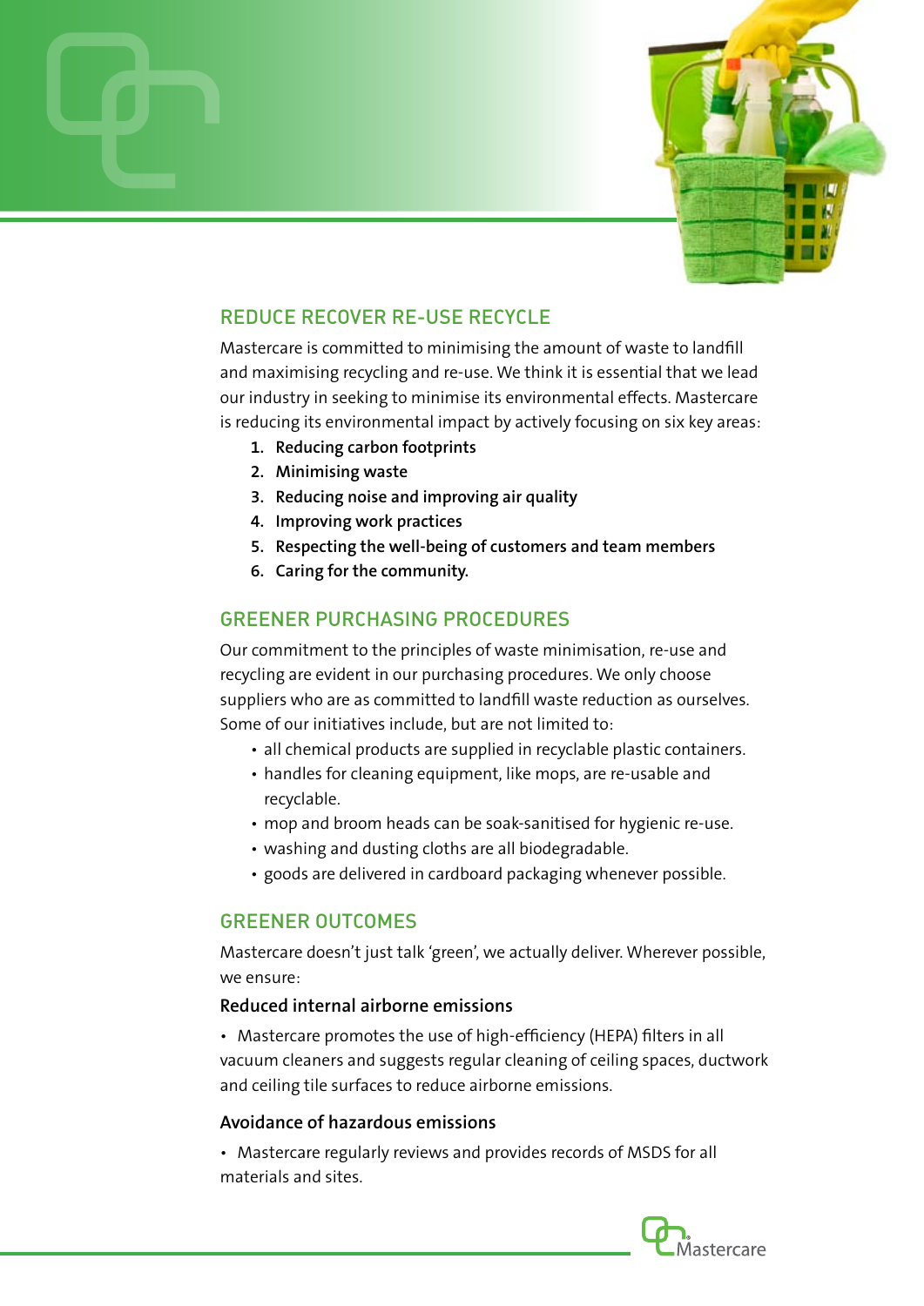## REDUCE RECOVER RE-USE RECYCLE

Mastercare is committed to minimising the amount of waste to landfill and maximising recycling and re-use. We think it is essential that we lead our industry in seeking to minimise its environmental effects. Mastercare is reducing its environmental impact by actively focusing on six key areas:

1. **Reducing carbon footprints**
2. **Minimising waste**
3. **Reducing noise and improving air quality**
4. **Improving work practices**
5. **Respecting the well-being of customers and team members**
6. **Caring for the community.**

## GREENER PURCHASING PROCEDURES

Our commitment to the principles of waste minimisation, re-use and recycling are evident in our purchasing procedures. We only choose suppliers who are as committed to landfill waste reduction as ourselves. Some of our initiatives include, but are not limited to:

- all chemical products are supplied in recyclable plastic containers.
- handles for cleaning equipment, like mops, are re-usable and recyclable.
- mop and broom heads can be soak-sanitised for hygienic re-use.
- washing and dusting cloths are all biodegradable.
- goods are delivered in cardboard packaging whenever possible.

## GREENER OUTCOMES

Mastercare doesn't just talk 'green', we actually deliver. Wherever possible, we ensure:

### Reduced internal airborne emissions

- Mastercare promotes the use of high-efficiency (HEPA) filters in all vacuum cleaners and suggests regular cleaning of ceiling spaces, ductwork and ceiling tile surfaces to reduce airborne emissions.

### Avoidance of hazardous emissions

- Mastercare regularly reviews and provides records of MSDS for all materials and sites.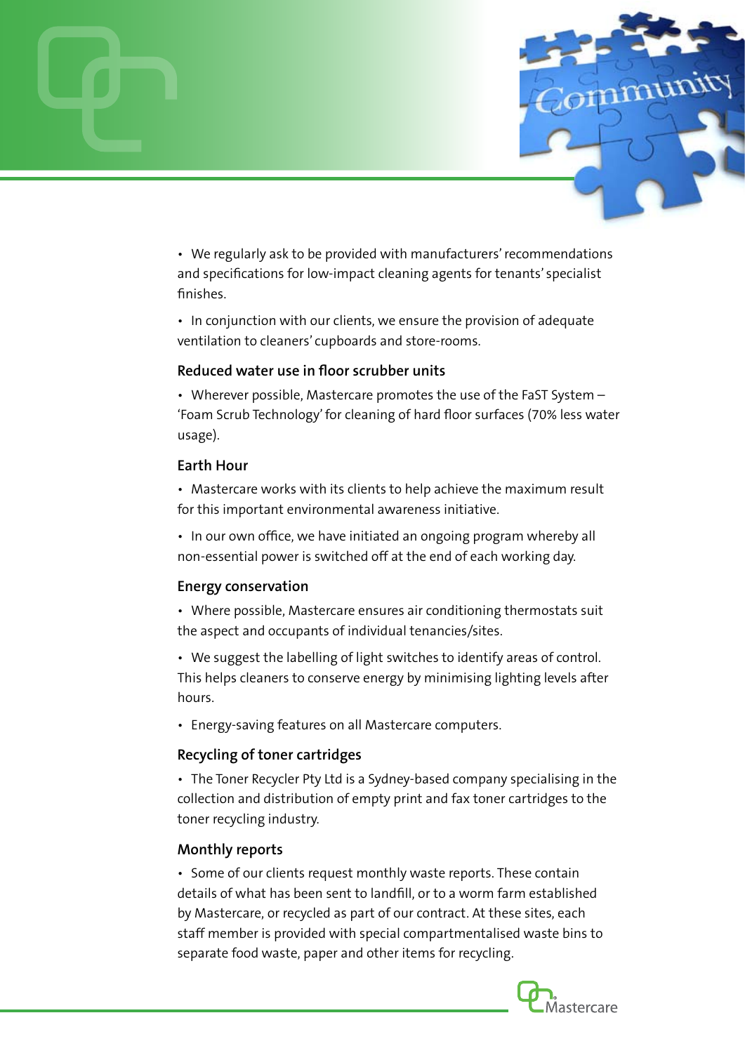- We regularly ask to be provided with manufacturers' recommendations and specifications for low-impact cleaning agents for tenants' specialist finishes.
- In conjunction with our clients, we ensure the provision of adequate ventilation to cleaners' cupboards and store-rooms.

### Reduced water use in floor scrubber units

- Wherever possible, Mastercare promotes the use of the FaST System – 'Foam Scrub Technology' for cleaning of hard floor surfaces (70% less water usage).

### Earth Hour

- Mastercare works with its clients to help achieve the maximum result for this important environmental awareness initiative.
- In our own office, we have initiated an ongoing program whereby all non-essential power is switched off at the end of each working day.

### Energy conservation

- Where possible, Mastercare ensures air conditioning thermostats suit the aspect and occupants of individual tenancies/sites.
- We suggest the labelling of light switches to identify areas of control. This helps cleaners to conserve energy by minimising lighting levels after hours.
- Energy-saving features on all Mastercare computers.

### Recycling of toner cartridges

- The Toner Recycler Pty Ltd is a Sydney-based company specialising in the collection and distribution of empty print and fax toner cartridges to the toner recycling industry.

### Monthly reports

- Some of our clients request monthly waste reports. These contain details of what has been sent to landfill, or to a worm farm established by Mastercare, or recycled as part of our contract. At these sites, each staff member is provided with special compartmentalised waste bins to separate food waste, paper and other items for recycling.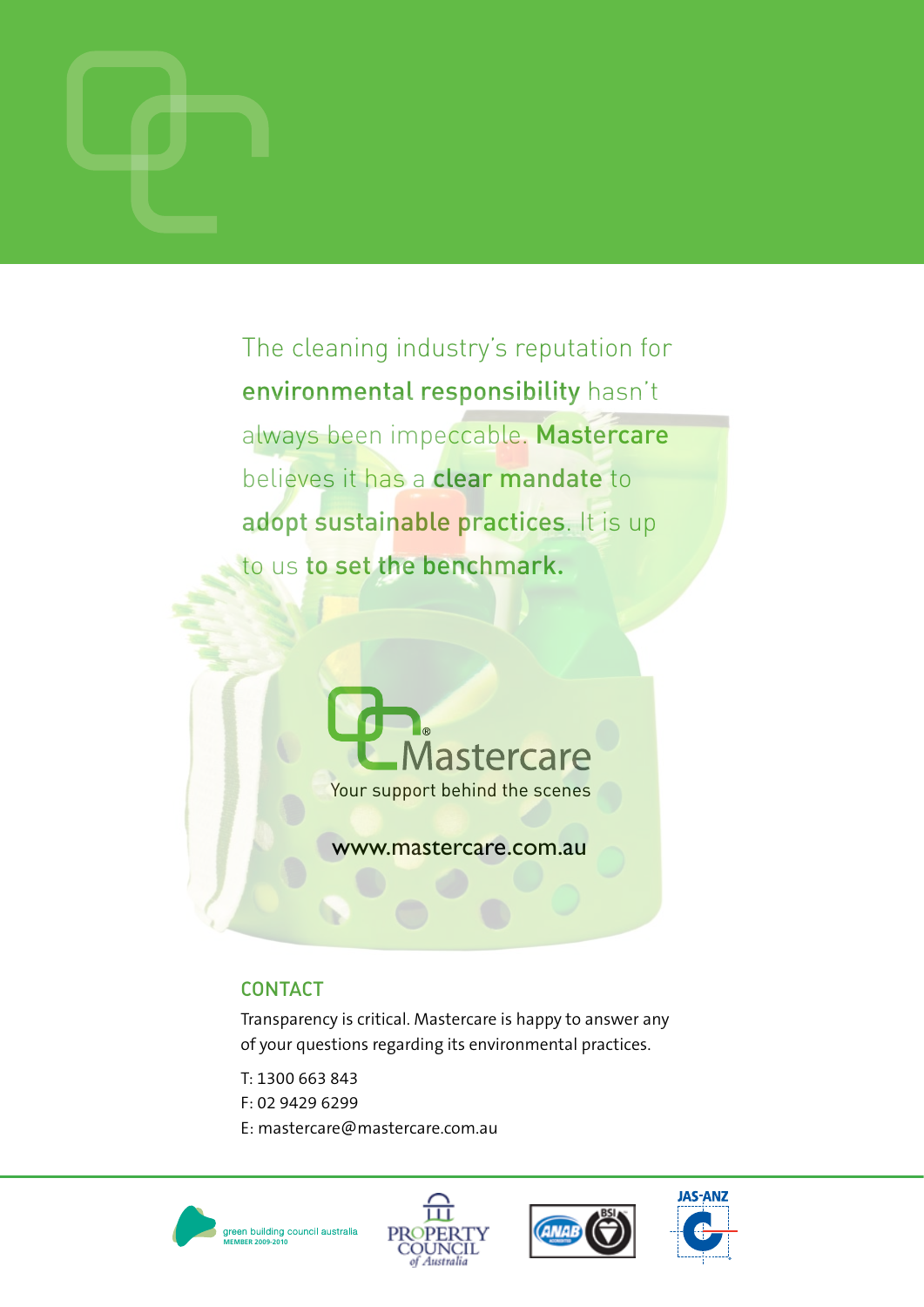The cleaning industry's reputation for **environmental responsibility** hasn't always been impeccable. **Mastercare** believes it has a **clear mandate** to **adopt sustainable practices**. It is up to us **to set the benchmark.**

Mastercare®

Your support behind the scenes

www.mastercare.com.au

## CONTACT

Transparency is critical. Mastercare is happy to answer any of your questions regarding its environmental practices.

T: 1300 663 843
F: 02 9429 6299
E: mastercare@mastercare.com.au

green building council australia
MEMBER 2009-2010

PROPERTY COUNCIL of Australia

ANAB BSI

JAS-ANZ